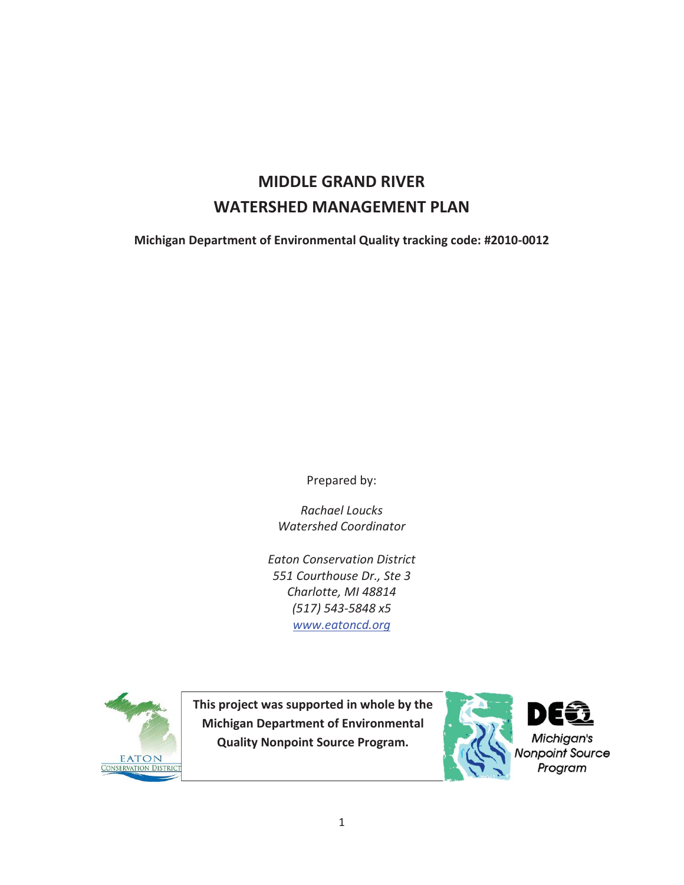# MIDDLE GRAND RIVER
# WATERSHED MANAGEMENT PLAN

**Michigan Department of Environmental Quality tracking code: #2010-0012**

Prepared by:

*Rachael Loucks*
*Watershed Coordinator*

*Eaton Conservation District*
*551 Courthouse Dr., Ste 3*
*Charlotte, MI 48814*
*(517) 543-5848 x5*
*[www.eatoncd.org](http://www.eatoncd.org)*

EATON CONSERVATION DISTRICT

**This project was supported in whole by the Michigan Department of Environmental Quality Nonpoint Source Program.**

DEQ
Michigan's Nonpoint Source Program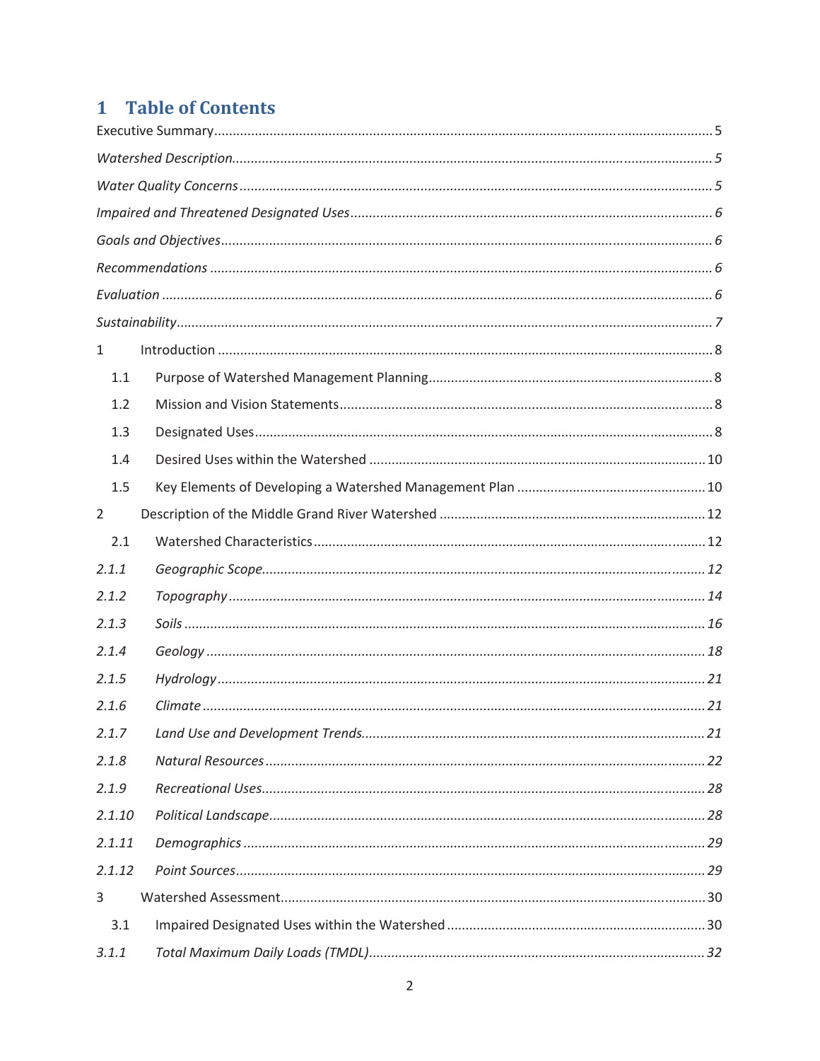# 1 Table of Contents

Executive Summary .......... 5

*Watershed Description* .......... *5*

*Water Quality Concerns* .......... *5*

*Impaired and Threatened Designated Uses* .......... *6*

*Goals and Objectives* .......... *6*

*Recommendations* .......... *6*

*Evaluation* .......... *6*

*Sustainability* .......... *7*

1 Introduction .......... 8

- 1.1 Purpose of Watershed Management Planning .......... 8
- 1.2 Mission and Vision Statements .......... 8
- 1.3 Designated Uses .......... 8
- 1.4 Desired Uses within the Watershed .......... 10
- 1.5 Key Elements of Developing a Watershed Management Plan .......... 10

2 Description of the Middle Grand River Watershed .......... 12

- 2.1 Watershed Characteristics .......... 12

*2.1.1 Geographic Scope* .......... *12*

*2.1.2 Topography* .......... *14*

*2.1.3 Soils* .......... *16*

*2.1.4 Geology* .......... *18*

*2.1.5 Hydrology* .......... *21*

*2.1.6 Climate* .......... *21*

*2.1.7 Land Use and Development Trends* .......... *21*

*2.1.8 Natural Resources* .......... *22*

*2.1.9 Recreational Uses* .......... *28*

*2.1.10 Political Landscape* .......... *28*

*2.1.11 Demographics* .......... *29*

*2.1.12 Point Sources* .......... *29*

3 Watershed Assessment .......... 30

- 3.1 Impaired Designated Uses within the Watershed .......... 30

*3.1.1 Total Maximum Daily Loads (TMDL)* .......... *32*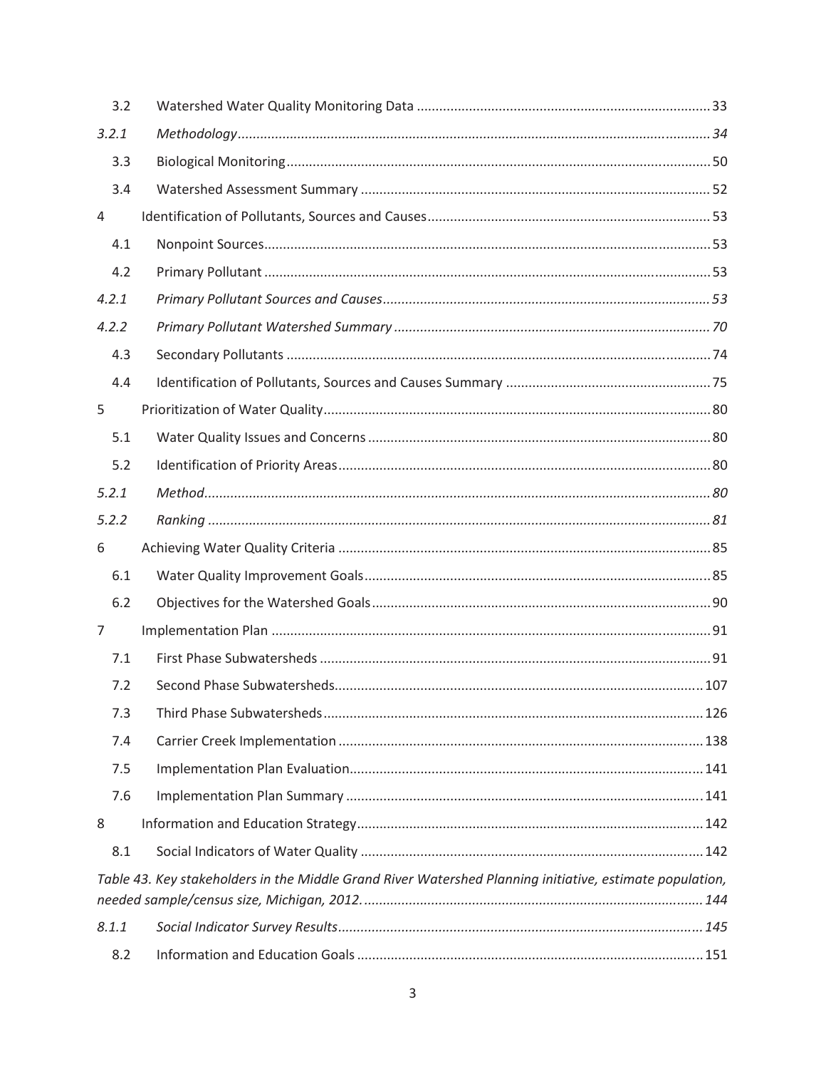| | | |
|---|---|---|
| 3.2 | Watershed Water Quality Monitoring Data | 33 |
| *3.2.1* | *Methodology* | *34* |
| 3.3 | Biological Monitoring | 50 |
| 3.4 | Watershed Assessment Summary | 52 |
| 4 | Identification of Pollutants, Sources and Causes | 53 |
| 4.1 | Nonpoint Sources | 53 |
| 4.2 | Primary Pollutant | 53 |
| *4.2.1* | *Primary Pollutant Sources and Causes* | *53* |
| *4.2.2* | *Primary Pollutant Watershed Summary* | *70* |
| 4.3 | Secondary Pollutants | 74 |
| 4.4 | Identification of Pollutants, Sources and Causes Summary | 75 |
| 5 | Prioritization of Water Quality | 80 |
| 5.1 | Water Quality Issues and Concerns | 80 |
| 5.2 | Identification of Priority Areas | 80 |
| *5.2.1* | *Method* | *80* |
| *5.2.2* | *Ranking* | *81* |
| 6 | Achieving Water Quality Criteria | 85 |
| 6.1 | Water Quality Improvement Goals | 85 |
| 6.2 | Objectives for the Watershed Goals | 90 |
| 7 | Implementation Plan | 91 |
| 7.1 | First Phase Subwatersheds | 91 |
| 7.2 | Second Phase Subwatersheds | 107 |
| 7.3 | Third Phase Subwatersheds | 126 |
| 7.4 | Carrier Creek Implementation | 138 |
| 7.5 | Implementation Plan Evaluation | 141 |
| 7.6 | Implementation Plan Summary | 141 |
| 8 | Information and Education Strategy | 142 |
| 8.1 | Social Indicators of Water Quality | 142 |
| | *Table 43. Key stakeholders in the Middle Grand River Watershed Planning initiative, estimate population, needed sample/census size, Michigan, 2012.* | *144* |
| *8.1.1* | *Social Indicator Survey Results* | *145* |
| 8.2 | Information and Education Goals | 151 |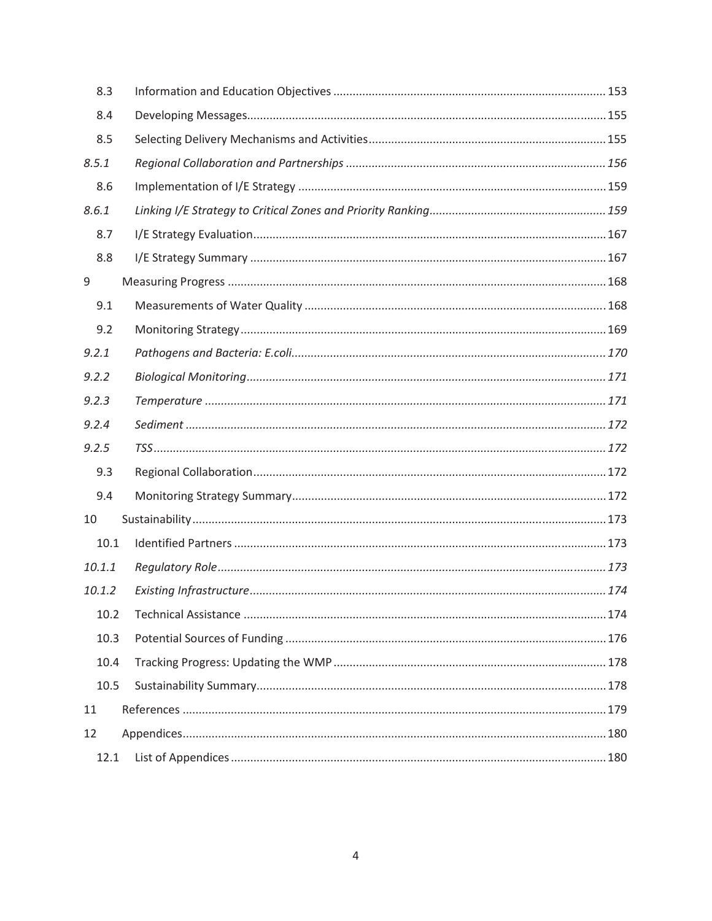| | | |
|---|---|---|
| 8.3 | Information and Education Objectives | 153 |
| 8.4 | Developing Messages | 155 |
| 8.5 | Selecting Delivery Mechanisms and Activities | 155 |
| *8.5.1* | *Regional Collaboration and Partnerships* | *156* |
| 8.6 | Implementation of I/E Strategy | 159 |
| *8.6.1* | *Linking I/E Strategy to Critical Zones and Priority Ranking* | *159* |
| 8.7 | I/E Strategy Evaluation | 167 |
| 8.8 | I/E Strategy Summary | 167 |
| 9 | Measuring Progress | 168 |
| 9.1 | Measurements of Water Quality | 168 |
| 9.2 | Monitoring Strategy | 169 |
| *9.2.1* | *Pathogens and Bacteria: E.coli* | *170* |
| *9.2.2* | *Biological Monitoring* | *171* |
| *9.2.3* | *Temperature* | *171* |
| *9.2.4* | *Sediment* | *172* |
| *9.2.5* | *TSS* | *172* |
| 9.3 | Regional Collaboration | 172 |
| 9.4 | Monitoring Strategy Summary | 172 |
| 10 | Sustainability | 173 |
| 10.1 | Identified Partners | 173 |
| *10.1.1* | *Regulatory Role* | *173* |
| *10.1.2* | *Existing Infrastructure* | *174* |
| 10.2 | Technical Assistance | 174 |
| 10.3 | Potential Sources of Funding | 176 |
| 10.4 | Tracking Progress: Updating the WMP | 178 |
| 10.5 | Sustainability Summary | 178 |
| 11 | References | 179 |
| 12 | Appendices | 180 |
| 12.1 | List of Appendices | 180 |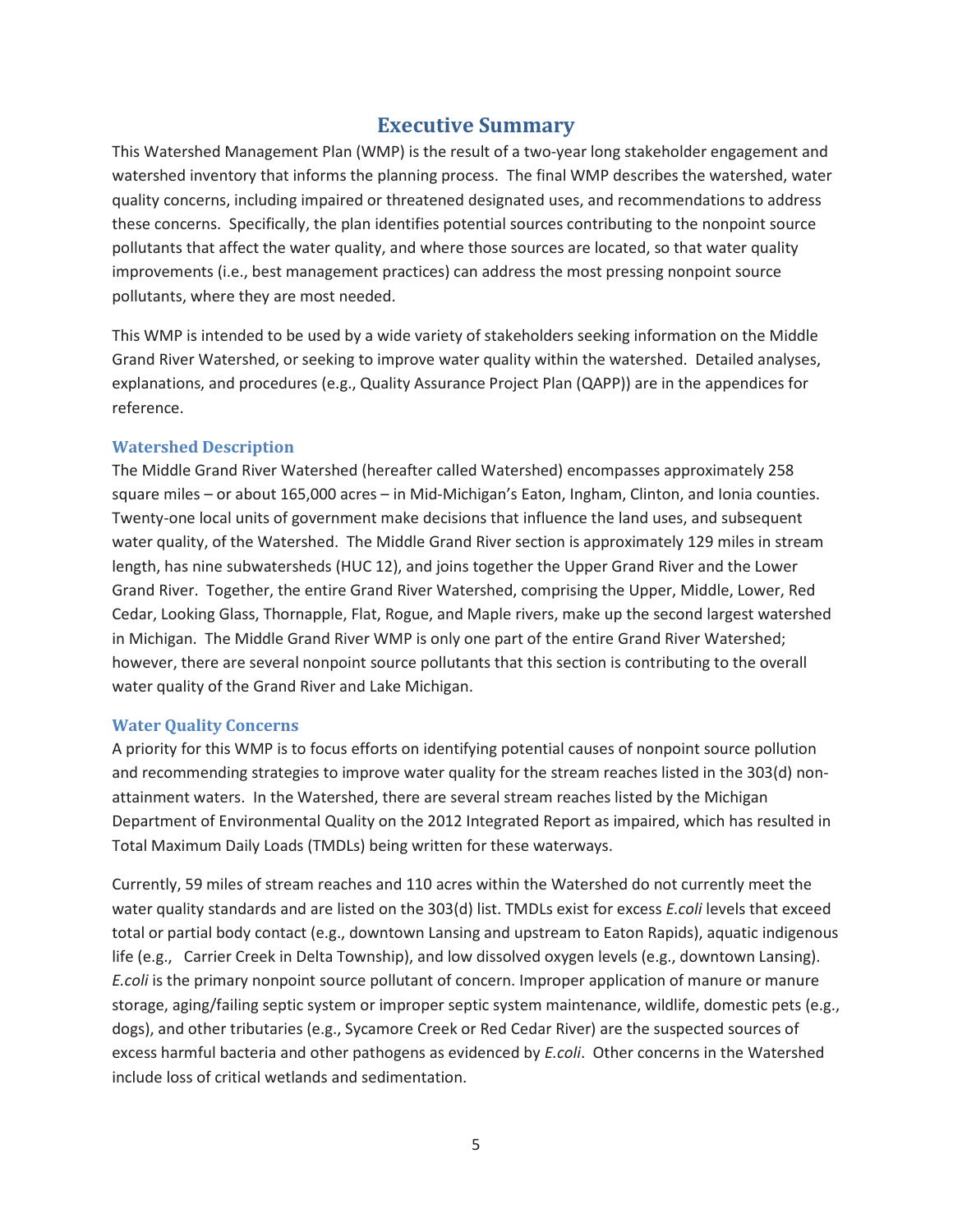# Executive Summary

This Watershed Management Plan (WMP) is the result of a two-year long stakeholder engagement and watershed inventory that informs the planning process. The final WMP describes the watershed, water quality concerns, including impaired or threatened designated uses, and recommendations to address these concerns. Specifically, the plan identifies potential sources contributing to the nonpoint source pollutants that affect the water quality, and where those sources are located, so that water quality improvements (i.e., best management practices) can address the most pressing nonpoint source pollutants, where they are most needed.

This WMP is intended to be used by a wide variety of stakeholders seeking information on the Middle Grand River Watershed, or seeking to improve water quality within the watershed. Detailed analyses, explanations, and procedures (e.g., Quality Assurance Project Plan (QAPP)) are in the appendices for reference.

## Watershed Description

The Middle Grand River Watershed (hereafter called Watershed) encompasses approximately 258 square miles – or about 165,000 acres – in Mid-Michigan's Eaton, Ingham, Clinton, and Ionia counties. Twenty-one local units of government make decisions that influence the land uses, and subsequent water quality, of the Watershed. The Middle Grand River section is approximately 129 miles in stream length, has nine subwatersheds (HUC 12), and joins together the Upper Grand River and the Lower Grand River. Together, the entire Grand River Watershed, comprising the Upper, Middle, Lower, Red Cedar, Looking Glass, Thornapple, Flat, Rogue, and Maple rivers, make up the second largest watershed in Michigan. The Middle Grand River WMP is only one part of the entire Grand River Watershed; however, there are several nonpoint source pollutants that this section is contributing to the overall water quality of the Grand River and Lake Michigan.

## Water Quality Concerns

A priority for this WMP is to focus efforts on identifying potential causes of nonpoint source pollution and recommending strategies to improve water quality for the stream reaches listed in the 303(d) non-attainment waters. In the Watershed, there are several stream reaches listed by the Michigan Department of Environmental Quality on the 2012 Integrated Report as impaired, which has resulted in Total Maximum Daily Loads (TMDLs) being written for these waterways.

Currently, 59 miles of stream reaches and 110 acres within the Watershed do not currently meet the water quality standards and are listed on the 303(d) list. TMDLs exist for excess *E.coli* levels that exceed total or partial body contact (e.g., downtown Lansing and upstream to Eaton Rapids), aquatic indigenous life (e.g., Carrier Creek in Delta Township), and low dissolved oxygen levels (e.g., downtown Lansing). *E.coli* is the primary nonpoint source pollutant of concern. Improper application of manure or manure storage, aging/failing septic system or improper septic system maintenance, wildlife, domestic pets (e.g., dogs), and other tributaries (e.g., Sycamore Creek or Red Cedar River) are the suspected sources of excess harmful bacteria and other pathogens as evidenced by *E.coli*. Other concerns in the Watershed include loss of critical wetlands and sedimentation.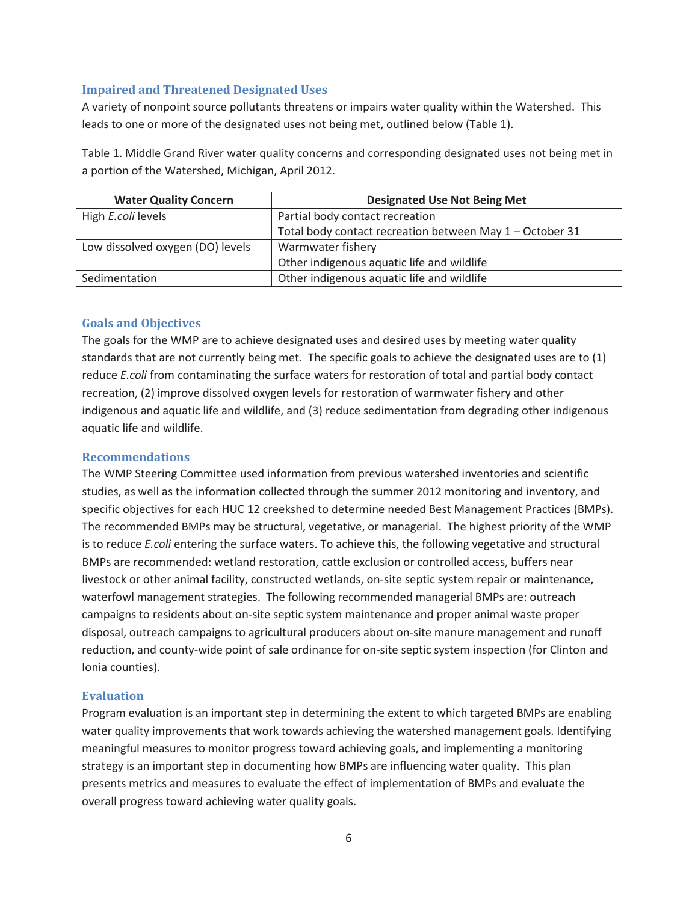### Impaired and Threatened Designated Uses

A variety of nonpoint source pollutants threatens or impairs water quality within the Watershed. This leads to one or more of the designated uses not being met, outlined below (Table 1).

Table 1. Middle Grand River water quality concerns and corresponding designated uses not being met in a portion of the Watershed, Michigan, April 2012.

| Water Quality Concern | Designated Use Not Being Met |
|---|---|
| High *E.coli* levels | Partial body contact recreation<br>Total body contact recreation between May 1 – October 31 |
| Low dissolved oxygen (DO) levels | Warmwater fishery<br>Other indigenous aquatic life and wildlife |
| Sedimentation | Other indigenous aquatic life and wildlife |

### Goals and Objectives

The goals for the WMP are to achieve designated uses and desired uses by meeting water quality standards that are not currently being met. The specific goals to achieve the designated uses are to (1) reduce *E.coli* from contaminating the surface waters for restoration of total and partial body contact recreation, (2) improve dissolved oxygen levels for restoration of warmwater fishery and other indigenous and aquatic life and wildlife, and (3) reduce sedimentation from degrading other indigenous aquatic life and wildlife.

### Recommendations

The WMP Steering Committee used information from previous watershed inventories and scientific studies, as well as the information collected through the summer 2012 monitoring and inventory, and specific objectives for each HUC 12 creekshed to determine needed Best Management Practices (BMPs). The recommended BMPs may be structural, vegetative, or managerial. The highest priority of the WMP is to reduce *E.coli* entering the surface waters. To achieve this, the following vegetative and structural BMPs are recommended: wetland restoration, cattle exclusion or controlled access, buffers near livestock or other animal facility, constructed wetlands, on-site septic system repair or maintenance, waterfowl management strategies. The following recommended managerial BMPs are: outreach campaigns to residents about on-site septic system maintenance and proper animal waste proper disposal, outreach campaigns to agricultural producers about on-site manure management and runoff reduction, and county-wide point of sale ordinance for on-site septic system inspection (for Clinton and Ionia counties).

### Evaluation

Program evaluation is an important step in determining the extent to which targeted BMPs are enabling water quality improvements that work towards achieving the watershed management goals. Identifying meaningful measures to monitor progress toward achieving goals, and implementing a monitoring strategy is an important step in documenting how BMPs are influencing water quality. This plan presents metrics and measures to evaluate the effect of implementation of BMPs and evaluate the overall progress toward achieving water quality goals.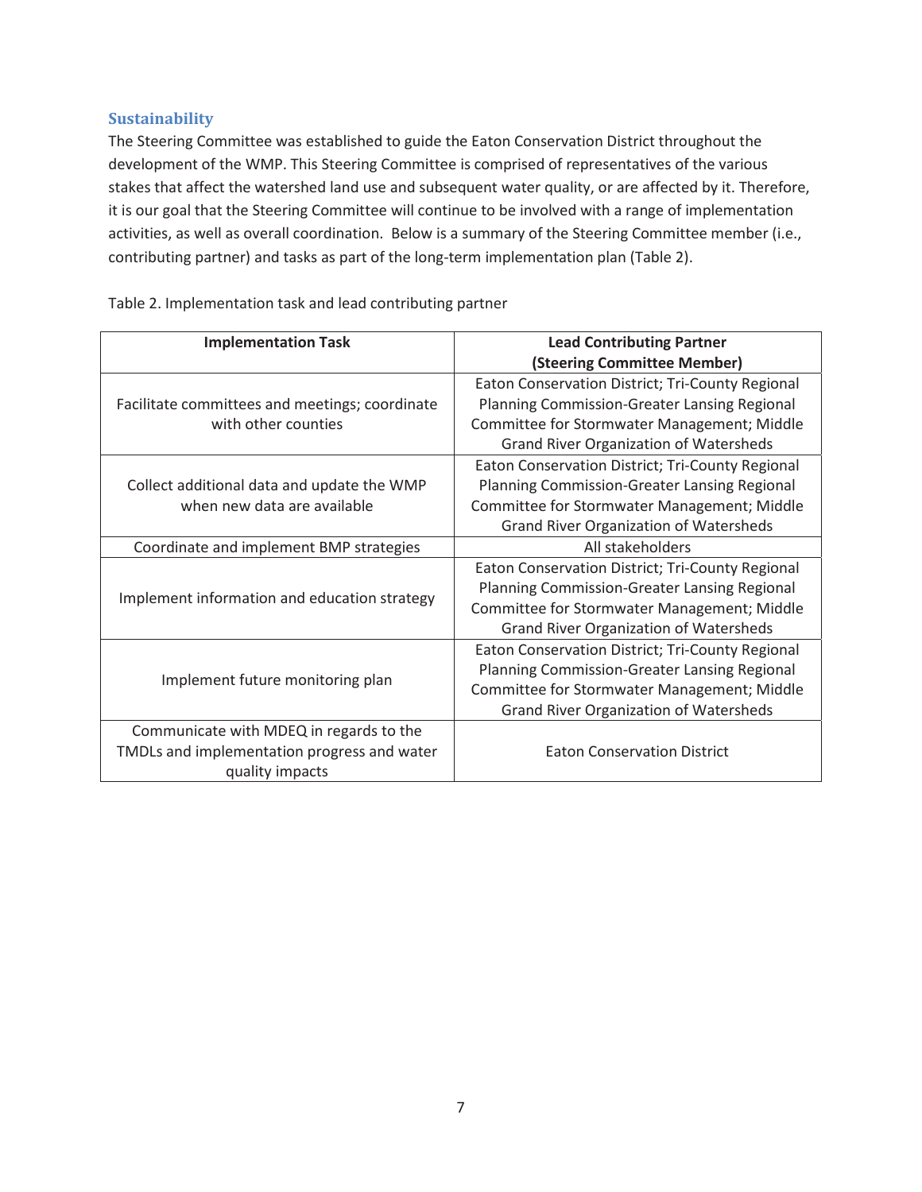## Sustainability

The Steering Committee was established to guide the Eaton Conservation District throughout the development of the WMP. This Steering Committee is comprised of representatives of the various stakes that affect the watershed land use and subsequent water quality, or are affected by it. Therefore, it is our goal that the Steering Committee will continue to be involved with a range of implementation activities, as well as overall coordination. Below is a summary of the Steering Committee member (i.e., contributing partner) and tasks as part of the long-term implementation plan (Table 2).

Table 2. Implementation task and lead contributing partner

| Implementation Task | Lead Contributing Partner (Steering Committee Member) |
|---|---|
| Facilitate committees and meetings; coordinate with other counties | Eaton Conservation District; Tri-County Regional Planning Commission-Greater Lansing Regional Committee for Stormwater Management; Middle Grand River Organization of Watersheds |
| Collect additional data and update the WMP when new data are available | Eaton Conservation District; Tri-County Regional Planning Commission-Greater Lansing Regional Committee for Stormwater Management; Middle Grand River Organization of Watersheds |
| Coordinate and implement BMP strategies | All stakeholders |
| Implement information and education strategy | Eaton Conservation District; Tri-County Regional Planning Commission-Greater Lansing Regional Committee for Stormwater Management; Middle Grand River Organization of Watersheds |
| Implement future monitoring plan | Eaton Conservation District; Tri-County Regional Planning Commission-Greater Lansing Regional Committee for Stormwater Management; Middle Grand River Organization of Watersheds |
| Communicate with MDEQ in regards to the TMDLs and implementation progress and water quality impacts | Eaton Conservation District |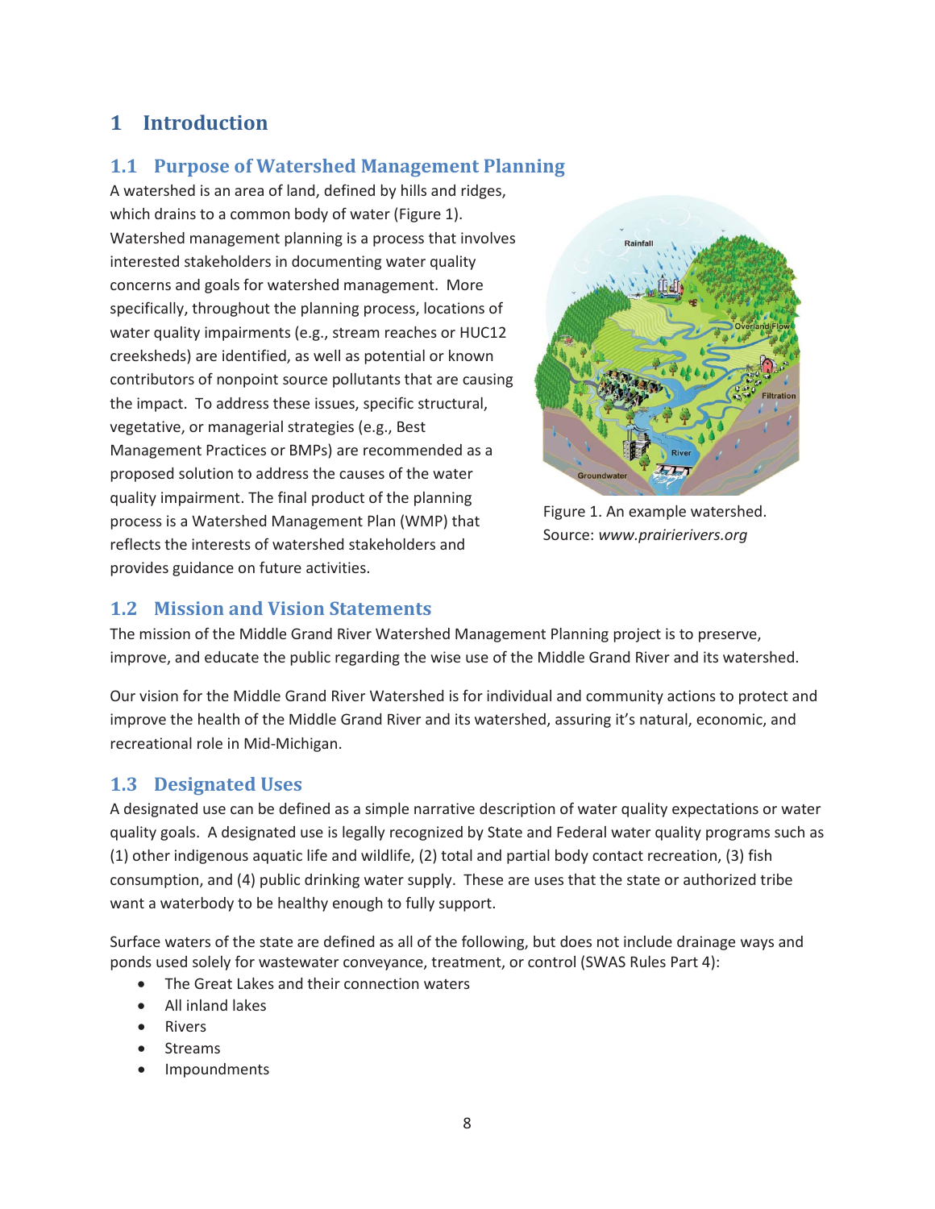# 1 Introduction

## 1.1 Purpose of Watershed Management Planning

A watershed is an area of land, defined by hills and ridges, which drains to a common body of water (Figure 1). Watershed management planning is a process that involves interested stakeholders in documenting water quality concerns and goals for watershed management. More specifically, throughout the planning process, locations of water quality impairments (e.g., stream reaches or HUC12 creeksheds) are identified, as well as potential or known contributors of nonpoint source pollutants that are causing the impact. To address these issues, specific structural, vegetative, or managerial strategies (e.g., Best Management Practices or BMPs) are recommended as a proposed solution to address the causes of the water quality impairment. The final product of the planning process is a Watershed Management Plan (WMP) that reflects the interests of watershed stakeholders and provides guidance on future activities.

Figure 1. An example watershed. Source: *www.prairierivers.org*

## 1.2 Mission and Vision Statements

The mission of the Middle Grand River Watershed Management Planning project is to preserve, improve, and educate the public regarding the wise use of the Middle Grand River and its watershed.

Our vision for the Middle Grand River Watershed is for individual and community actions to protect and improve the health of the Middle Grand River and its watershed, assuring it's natural, economic, and recreational role in Mid-Michigan.

## 1.3 Designated Uses

A designated use can be defined as a simple narrative description of water quality expectations or water quality goals. A designated use is legally recognized by State and Federal water quality programs such as (1) other indigenous aquatic life and wildlife, (2) total and partial body contact recreation, (3) fish consumption, and (4) public drinking water supply. These are uses that the state or authorized tribe want a waterbody to be healthy enough to fully support.

Surface waters of the state are defined as all of the following, but does not include drainage ways and ponds used solely for wastewater conveyance, treatment, or control (SWAS Rules Part 4):

- The Great Lakes and their connection waters
- All inland lakes
- Rivers
- Streams
- Impoundments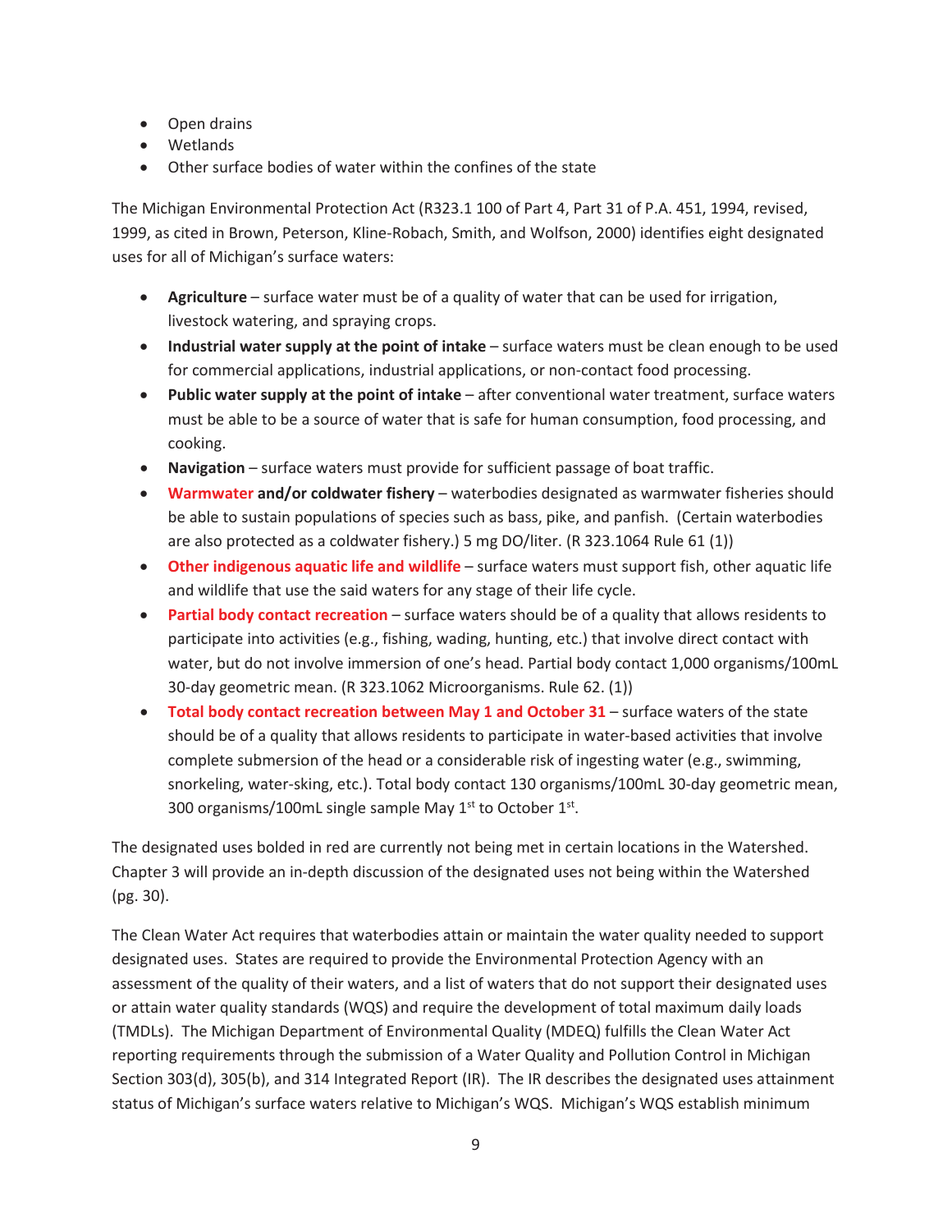- Open drains
- Wetlands
- Other surface bodies of water within the confines of the state

The Michigan Environmental Protection Act (R323.1 100 of Part 4, Part 31 of P.A. 451, 1994, revised, 1999, as cited in Brown, Peterson, Kline-Robach, Smith, and Wolfson, 2000) identifies eight designated uses for all of Michigan's surface waters:

- **Agriculture** – surface water must be of a quality of water that can be used for irrigation, livestock watering, and spraying crops.
- **Industrial water supply at the point of intake** – surface waters must be clean enough to be used for commercial applications, industrial applications, or non-contact food processing.
- **Public water supply at the point of intake** – after conventional water treatment, surface waters must be able to be a source of water that is safe for human consumption, food processing, and cooking.
- **Navigation** – surface waters must provide for sufficient passage of boat traffic.
- **Warmwater and/or coldwater fishery** – waterbodies designated as warmwater fisheries should be able to sustain populations of species such as bass, pike, and panfish. (Certain waterbodies are also protected as a coldwater fishery.) 5 mg DO/liter. (R 323.1064 Rule 61 (1))
- **Other indigenous aquatic life and wildlife** – surface waters must support fish, other aquatic life and wildlife that use the said waters for any stage of their life cycle.
- **Partial body contact recreation** – surface waters should be of a quality that allows residents to participate into activities (e.g., fishing, wading, hunting, etc.) that involve direct contact with water, but do not involve immersion of one's head. Partial body contact 1,000 organisms/100mL 30-day geometric mean. (R 323.1062 Microorganisms. Rule 62. (1))
- **Total body contact recreation between May 1 and October 31** – surface waters of the state should be of a quality that allows residents to participate in water-based activities that involve complete submersion of the head or a considerable risk of ingesting water (e.g., swimming, snorkeling, water-sking, etc.). Total body contact 130 organisms/100mL 30-day geometric mean, 300 organisms/100mL single sample May 1st to October 1st.

The designated uses bolded in red are currently not being met in certain locations in the Watershed. Chapter 3 will provide an in-depth discussion of the designated uses not being within the Watershed (pg. 30).

The Clean Water Act requires that waterbodies attain or maintain the water quality needed to support designated uses. States are required to provide the Environmental Protection Agency with an assessment of the quality of their waters, and a list of waters that do not support their designated uses or attain water quality standards (WQS) and require the development of total maximum daily loads (TMDLs). The Michigan Department of Environmental Quality (MDEQ) fulfills the Clean Water Act reporting requirements through the submission of a Water Quality and Pollution Control in Michigan Section 303(d), 305(b), and 314 Integrated Report (IR). The IR describes the designated uses attainment status of Michigan's surface waters relative to Michigan's WQS. Michigan's WQS establish minimum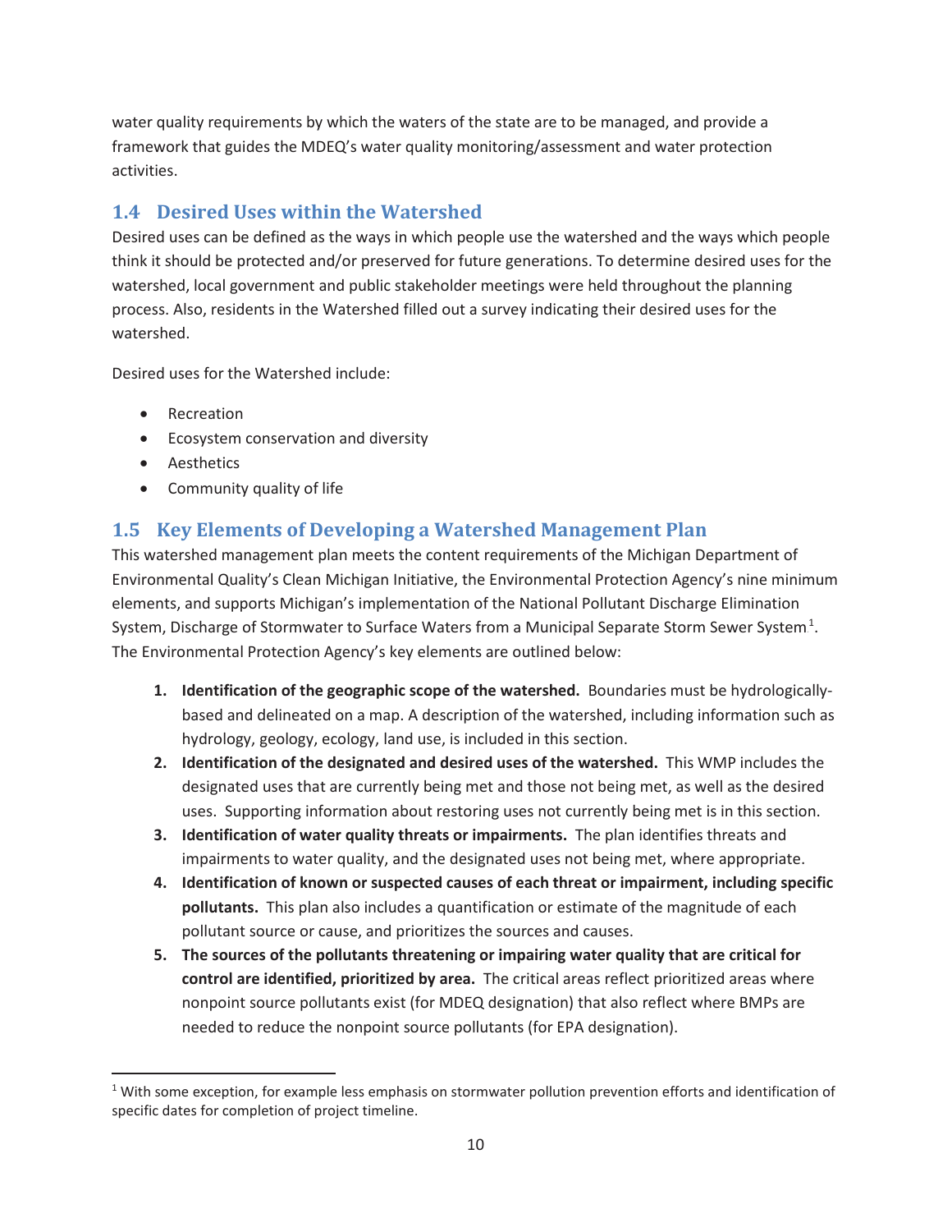water quality requirements by which the waters of the state are to be managed, and provide a framework that guides the MDEQ's water quality monitoring/assessment and water protection activities.

## 1.4 Desired Uses within the Watershed

Desired uses can be defined as the ways in which people use the watershed and the ways which people think it should be protected and/or preserved for future generations. To determine desired uses for the watershed, local government and public stakeholder meetings were held throughout the planning process. Also, residents in the Watershed filled out a survey indicating their desired uses for the watershed.

Desired uses for the Watershed include:

- Recreation
- Ecosystem conservation and diversity
- Aesthetics
- Community quality of life

## 1.5 Key Elements of Developing a Watershed Management Plan

This watershed management plan meets the content requirements of the Michigan Department of Environmental Quality's Clean Michigan Initiative, the Environmental Protection Agency's nine minimum elements, and supports Michigan's implementation of the National Pollutant Discharge Elimination System, Discharge of Stormwater to Surface Waters from a Municipal Separate Storm Sewer System[1]. The Environmental Protection Agency's key elements are outlined below:

1. **Identification of the geographic scope of the watershed.** Boundaries must be hydrologically-based and delineated on a map. A description of the watershed, including information such as hydrology, geology, ecology, land use, is included in this section.
2. **Identification of the designated and desired uses of the watershed.** This WMP includes the designated uses that are currently being met and those not being met, as well as the desired uses. Supporting information about restoring uses not currently being met is in this section.
3. **Identification of water quality threats or impairments.** The plan identifies threats and impairments to water quality, and the designated uses not being met, where appropriate.
4. **Identification of known or suspected causes of each threat or impairment, including specific pollutants.** This plan also includes a quantification or estimate of the magnitude of each pollutant source or cause, and prioritizes the sources and causes.
5. **The sources of the pollutants threatening or impairing water quality that are critical for control are identified, prioritized by area.** The critical areas reflect prioritized areas where nonpoint source pollutants exist (for MDEQ designation) that also reflect where BMPs are needed to reduce the nonpoint source pollutants (for EPA designation).

[1] With some exception, for example less emphasis on stormwater pollution prevention efforts and identification of specific dates for completion of project timeline.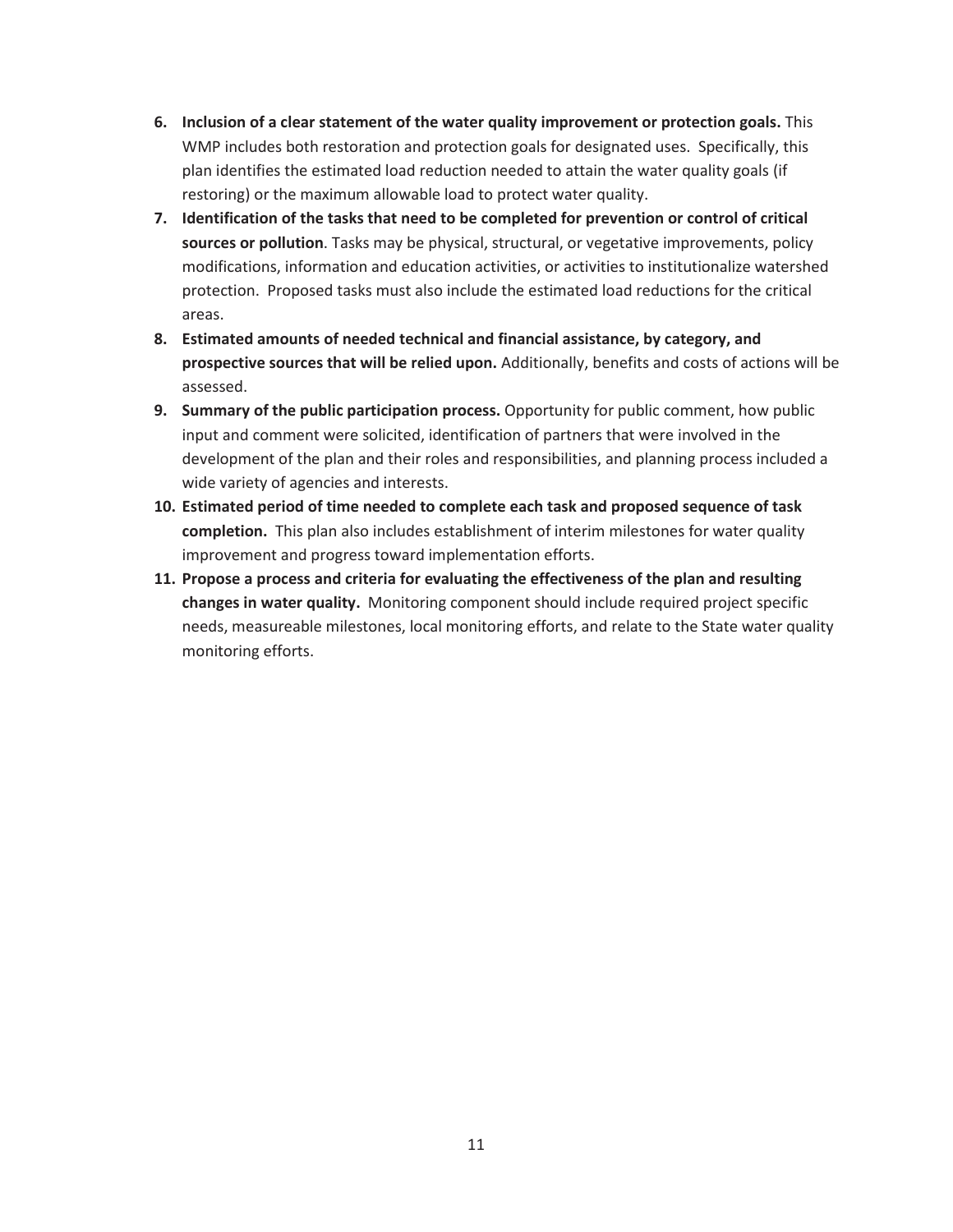6. **Inclusion of a clear statement of the water quality improvement or protection goals.** This WMP includes both restoration and protection goals for designated uses. Specifically, this plan identifies the estimated load reduction needed to attain the water quality goals (if restoring) or the maximum allowable load to protect water quality.
7. **Identification of the tasks that need to be completed for prevention or control of critical sources or pollution**. Tasks may be physical, structural, or vegetative improvements, policy modifications, information and education activities, or activities to institutionalize watershed protection. Proposed tasks must also include the estimated load reductions for the critical areas.
8. **Estimated amounts of needed technical and financial assistance, by category, and prospective sources that will be relied upon.** Additionally, benefits and costs of actions will be assessed.
9. **Summary of the public participation process.** Opportunity for public comment, how public input and comment were solicited, identification of partners that were involved in the development of the plan and their roles and responsibilities, and planning process included a wide variety of agencies and interests.
10. **Estimated period of time needed to complete each task and proposed sequence of task completion.** This plan also includes establishment of interim milestones for water quality improvement and progress toward implementation efforts.
11. **Propose a process and criteria for evaluating the effectiveness of the plan and resulting changes in water quality.** Monitoring component should include required project specific needs, measureable milestones, local monitoring efforts, and relate to the State water quality monitoring efforts.